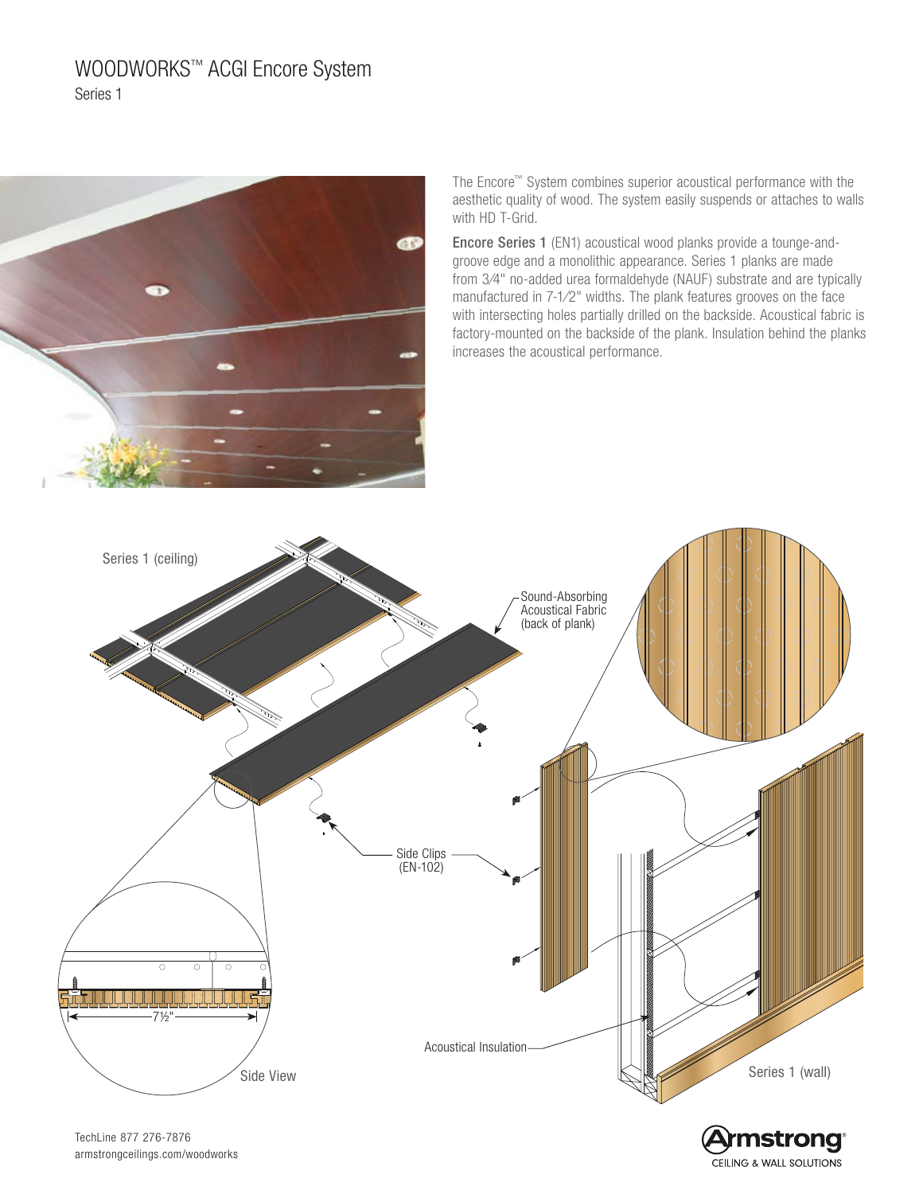# WOODWORKS™ ACGI Encore System

Series 1

The Encore™ System combines superior acoustical performance with the aesthetic quality of wood. The system easily suspends or attaches to walls with HD T-Grid.

**Encore Series 1** (EN1) acoustical wood planks provide a tounge-and-groove edge and a monolithic appearance. Series 1 planks are made from 3⁄4" no-added urea formaldehyde (NAUF) substrate and are typically manufactured in 7-1⁄2" widths. The plank features grooves on the face with intersecting holes partially drilled on the backside. Acoustical fabric is factory-mounted on the backside of the plank. Insulation behind the planks increases the acoustical performance.

Series 1 (ceiling)

Sound-Absorbing Acoustical Fabric (back of plank)

Side Clips (EN-102)

7½"

Side View

Acoustical Insulation

Series 1 (wall)

TechLine 877 276-7876
armstrongceilings.com/woodworks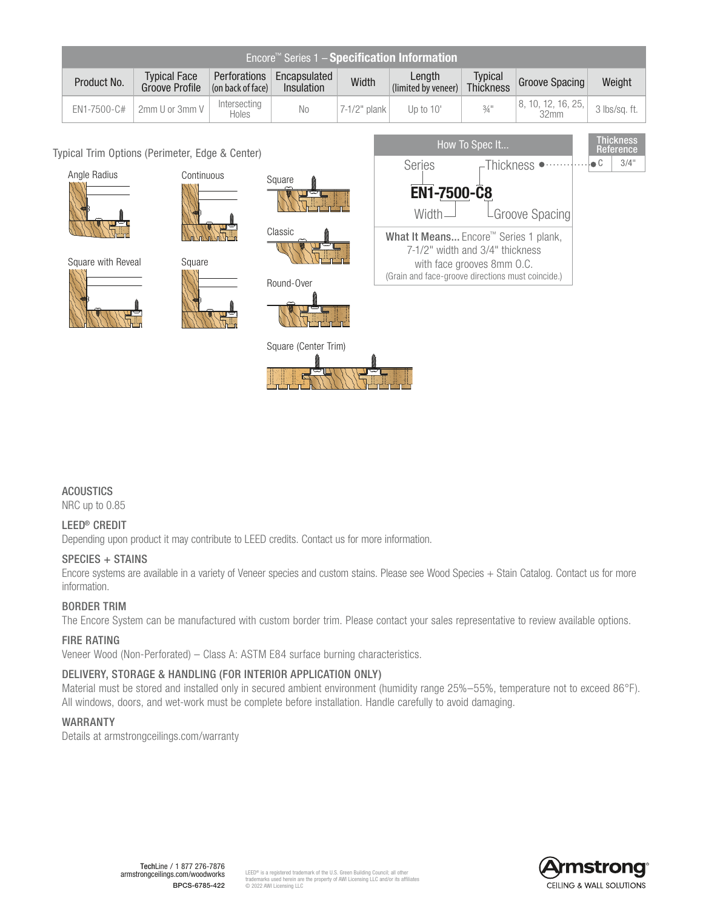## Encore™ Series 1 – **Specification Information**

| Product No. | Typical Face Groove Profile | Perforations (on back of face) | Encapsulated Insulation | Width | Length (limited by veneer) | Typical Thickness | Groove Spacing | Weight |
|---|---|---|---|---|---|---|---|---|
| EN1-7500-C# | 2mm U or 3mm V | Intersecting Holes | No | 7-1/2" plank | Up to 10' | ¾" | 8, 10, 12, 16, 25, 32mm | 3 lbs/sq. ft. |

Typical Trim Options (Perimeter, Edge & Center)

Angle Radius

Continuous

Square

Classic

Square with Reveal

Square

Round-Over

Square (Center Trim)

### How To Spec It...

Series

Thickness

**EN1-7500-C8**

Width

Groove Spacing

**What It Means...** Encore™ Series 1 plank, 7-1/2" width and 3/4" thickness with face grooves 8mm O.C.
(Grain and face-groove directions must coincide.)

| Thickness Reference | |
|---|---|
| C | 3/4" |

### ACOUSTICS

NRC up to 0.85

### LEED® CREDIT

Depending upon product it may contribute to LEED credits. Contact us for more information.

### SPECIES + STAINS

Encore systems are available in a variety of Veneer species and custom stains. Please see Wood Species + Stain Catalog. Contact us for more information.

### BORDER TRIM

The Encore System can be manufactured with custom border trim. Please contact your sales representative to review available options.

### FIRE RATING

Veneer Wood (Non-Perforated) – Class A: ASTM E84 surface burning characteristics.

### DELIVERY, STORAGE & HANDLING (FOR INTERIOR APPLICATION ONLY)

Material must be stored and installed only in secured ambient environment (humidity range 25%–55%, temperature not to exceed 86°F). All windows, doors, and wet-work must be complete before installation. Handle carefully to avoid damaging.

### WARRANTY

Details at armstrongceilings.com/warranty

TechLine / 1 877 276-7876
armstrongceilings.com/woodworks
BPCS-6785-422

LEED® is a registered trademark of the U.S. Green Building Council; all other trademarks used herein are the property of AWI Licensing LLC and/or its affiliates
© 2022 AWI Licensing LLC

Armstrong® CEILING & WALL SOLUTIONS